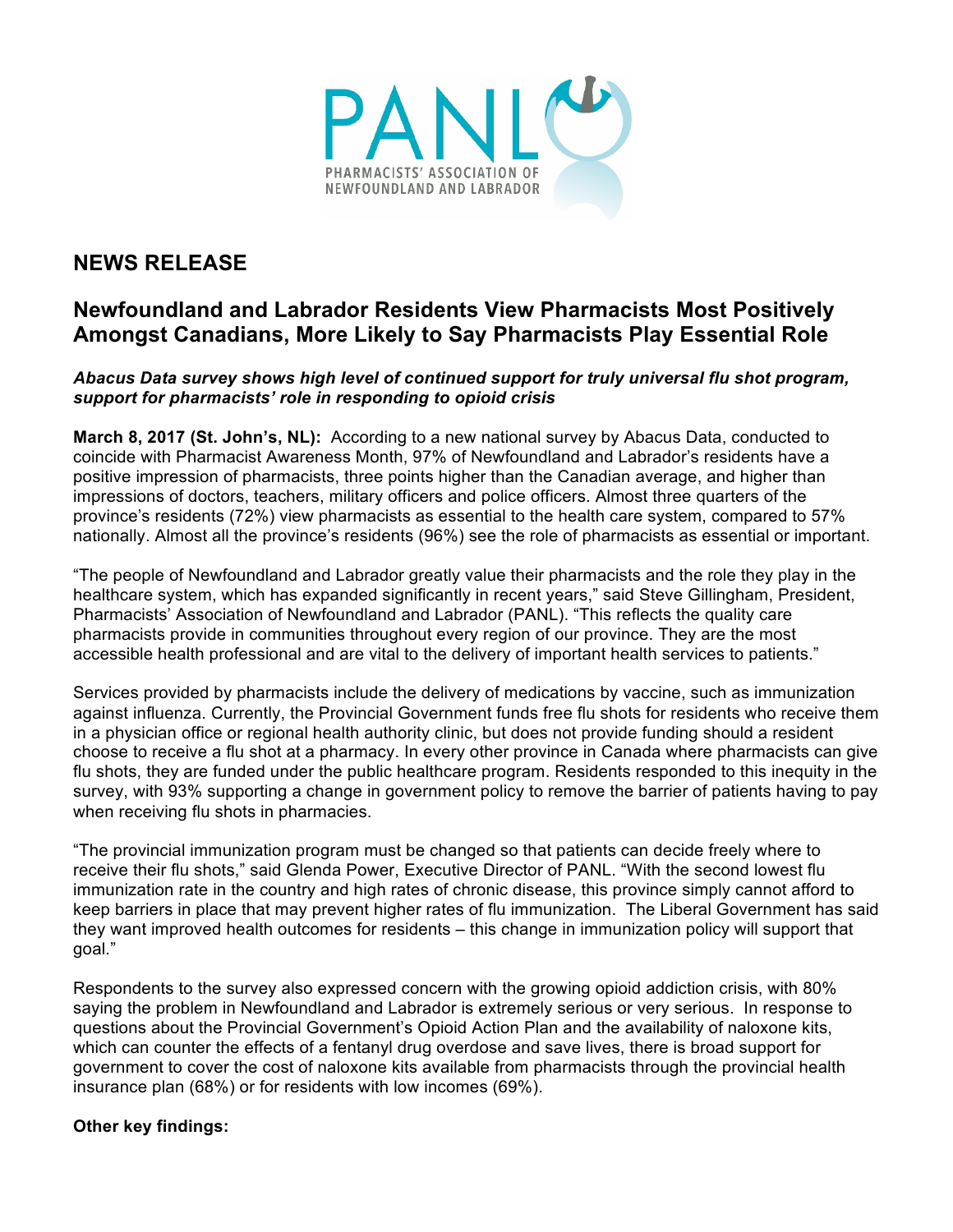PANL
PHARMACISTS' ASSOCIATION OF NEWFOUNDLAND AND LABRADOR

# NEWS RELEASE

## Newfoundland and Labrador Residents View Pharmacists Most Positively Amongst Canadians, More Likely to Say Pharmacists Play Essential Role

***Abacus Data survey shows high level of continued support for truly universal flu shot program, support for pharmacists' role in responding to opioid crisis***

**March 8, 2017 (St. John's, NL):** According to a new national survey by Abacus Data, conducted to coincide with Pharmacist Awareness Month, 97% of Newfoundland and Labrador's residents have a positive impression of pharmacists, three points higher than the Canadian average, and higher than impressions of doctors, teachers, military officers and police officers. Almost three quarters of the province's residents (72%) view pharmacists as essential to the health care system, compared to 57% nationally. Almost all the province's residents (96%) see the role of pharmacists as essential or important.

"The people of Newfoundland and Labrador greatly value their pharmacists and the role they play in the healthcare system, which has expanded significantly in recent years," said Steve Gillingham, President, Pharmacists' Association of Newfoundland and Labrador (PANL). "This reflects the quality care pharmacists provide in communities throughout every region of our province. They are the most accessible health professional and are vital to the delivery of important health services to patients."

Services provided by pharmacists include the delivery of medications by vaccine, such as immunization against influenza. Currently, the Provincial Government funds free flu shots for residents who receive them in a physician office or regional health authority clinic, but does not provide funding should a resident choose to receive a flu shot at a pharmacy. In every other province in Canada where pharmacists can give flu shots, they are funded under the public healthcare program. Residents responded to this inequity in the survey, with 93% supporting a change in government policy to remove the barrier of patients having to pay when receiving flu shots in pharmacies.

"The provincial immunization program must be changed so that patients can decide freely where to receive their flu shots," said Glenda Power, Executive Director of PANL. "With the second lowest flu immunization rate in the country and high rates of chronic disease, this province simply cannot afford to keep barriers in place that may prevent higher rates of flu immunization. The Liberal Government has said they want improved health outcomes for residents – this change in immunization policy will support that goal."

Respondents to the survey also expressed concern with the growing opioid addiction crisis, with 80% saying the problem in Newfoundland and Labrador is extremely serious or very serious. In response to questions about the Provincial Government's Opioid Action Plan and the availability of naloxone kits, which can counter the effects of a fentanyl drug overdose and save lives, there is broad support for government to cover the cost of naloxone kits available from pharmacists through the provincial health insurance plan (68%) or for residents with low incomes (69%).

**Other key findings:**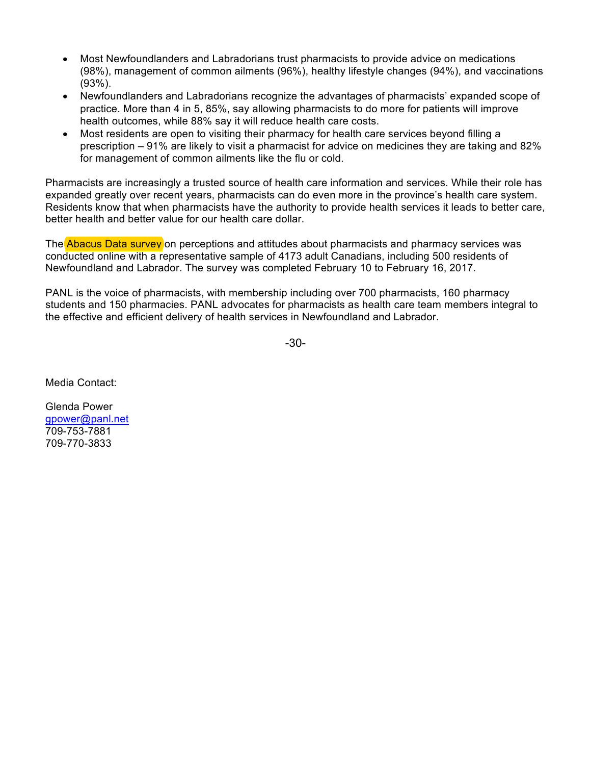- Most Newfoundlanders and Labradorians trust pharmacists to provide advice on medications (98%), management of common ailments (96%), healthy lifestyle changes (94%), and vaccinations (93%).
- Newfoundlanders and Labradorians recognize the advantages of pharmacists' expanded scope of practice. More than 4 in 5, 85%, say allowing pharmacists to do more for patients will improve health outcomes, while 88% say it will reduce health care costs.
- Most residents are open to visiting their pharmacy for health care services beyond filling a prescription – 91% are likely to visit a pharmacist for advice on medicines they are taking and 82% for management of common ailments like the flu or cold.

Pharmacists are increasingly a trusted source of health care information and services. While their role has expanded greatly over recent years, pharmacists can do even more in the province's health care system. Residents know that when pharmacists have the authority to provide health services it leads to better care, better health and better value for our health care dollar.

The Abacus Data survey on perceptions and attitudes about pharmacists and pharmacy services was conducted online with a representative sample of 4173 adult Canadians, including 500 residents of Newfoundland and Labrador. The survey was completed February 10 to February 16, 2017.

PANL is the voice of pharmacists, with membership including over 700 pharmacists, 160 pharmacy students and 150 pharmacies. PANL advocates for pharmacists as health care team members integral to the effective and efficient delivery of health services in Newfoundland and Labrador.

-30-

Media Contact:

Glenda Power
gpower@panl.net
709-753-7881
709-770-3833